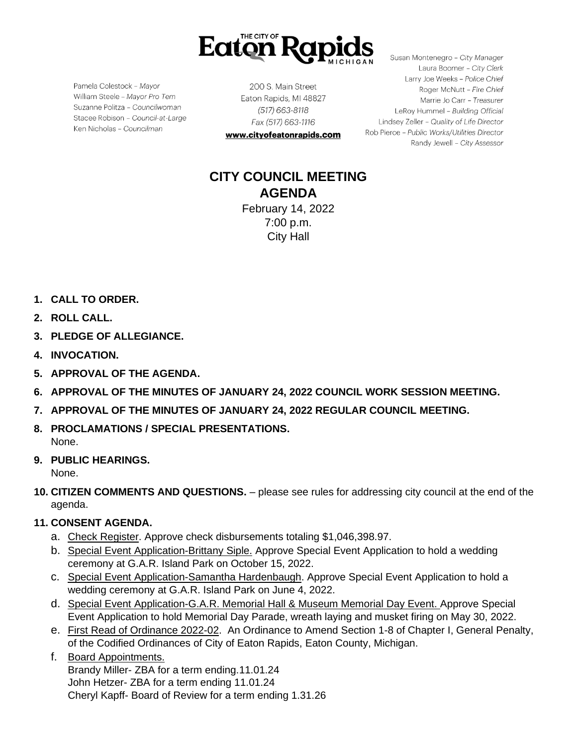THE CITY OF Eaton Rapids MICHIGAN

Pamela Colestock – *Mayor*
William Steele – *Mayor Pro Tem*
Suzanne Politza – *Councilwoman*
Stacee Robison – *Council-at-Large*
Ken Nicholas – *Councilman*

200 S. Main Street
Eaton Rapids, MI 48827
*(517) 663-8118*
*Fax (517) 663-1116*
**www.cityofeatonrapids.com**

Susan Montenegro – *City Manager*
Laura Boomer – *City Clerk*
Larry Joe Weeks – *Police Chief*
Roger McNutt – *Fire Chief*
Marrie Jo Carr – *Treasurer*
LeRoy Hummel – *Building Official*
Lindsey Zeller – *Quality of Life Director*
Rob Pierce – *Public Works/Utilities Director*
Randy Jewell – *City Assessor*

# CITY COUNCIL MEETING
## AGENDA

February 14, 2022
7:00 p.m.
City Hall

1. **CALL TO ORDER.**
2. **ROLL CALL.**
3. **PLEDGE OF ALLEGIANCE.**
4. **INVOCATION.**
5. **APPROVAL OF THE AGENDA.**
6. **APPROVAL OF THE MINUTES OF JANUARY 24, 2022 COUNCIL WORK SESSION MEETING.**
7. **APPROVAL OF THE MINUTES OF JANUARY 24, 2022 REGULAR COUNCIL MEETING.**
8. **PROCLAMATIONS / SPECIAL PRESENTATIONS.**
   None.
9. **PUBLIC HEARINGS.**
   None.
10. **CITIZEN COMMENTS AND QUESTIONS.** – please see rules for addressing city council at the end of the agenda.
11. **CONSENT AGENDA.**
    a. Check Register. Approve check disbursements totaling $1,046,398.97.
    b. Special Event Application-Brittany Siple. Approve Special Event Application to hold a wedding ceremony at G.A.R. Island Park on October 15, 2022.
    c. Special Event Application-Samantha Hardenbaugh. Approve Special Event Application to hold a wedding ceremony at G.A.R. Island Park on June 4, 2022.
    d. Special Event Application-G.A.R. Memorial Hall & Museum Memorial Day Event. Approve Special Event Application to hold Memorial Day Parade, wreath laying and musket firing on May 30, 2022.
    e. First Read of Ordinance 2022-02. An Ordinance to Amend Section 1-8 of Chapter I, General Penalty, of the Codified Ordinances of City of Eaton Rapids, Eaton County, Michigan.
    f. Board Appointments.
       Brandy Miller- ZBA for a term ending.11.01.24
       John Hetzer- ZBA for a term ending 11.01.24
       Cheryl Kapff- Board of Review for a term ending 1.31.26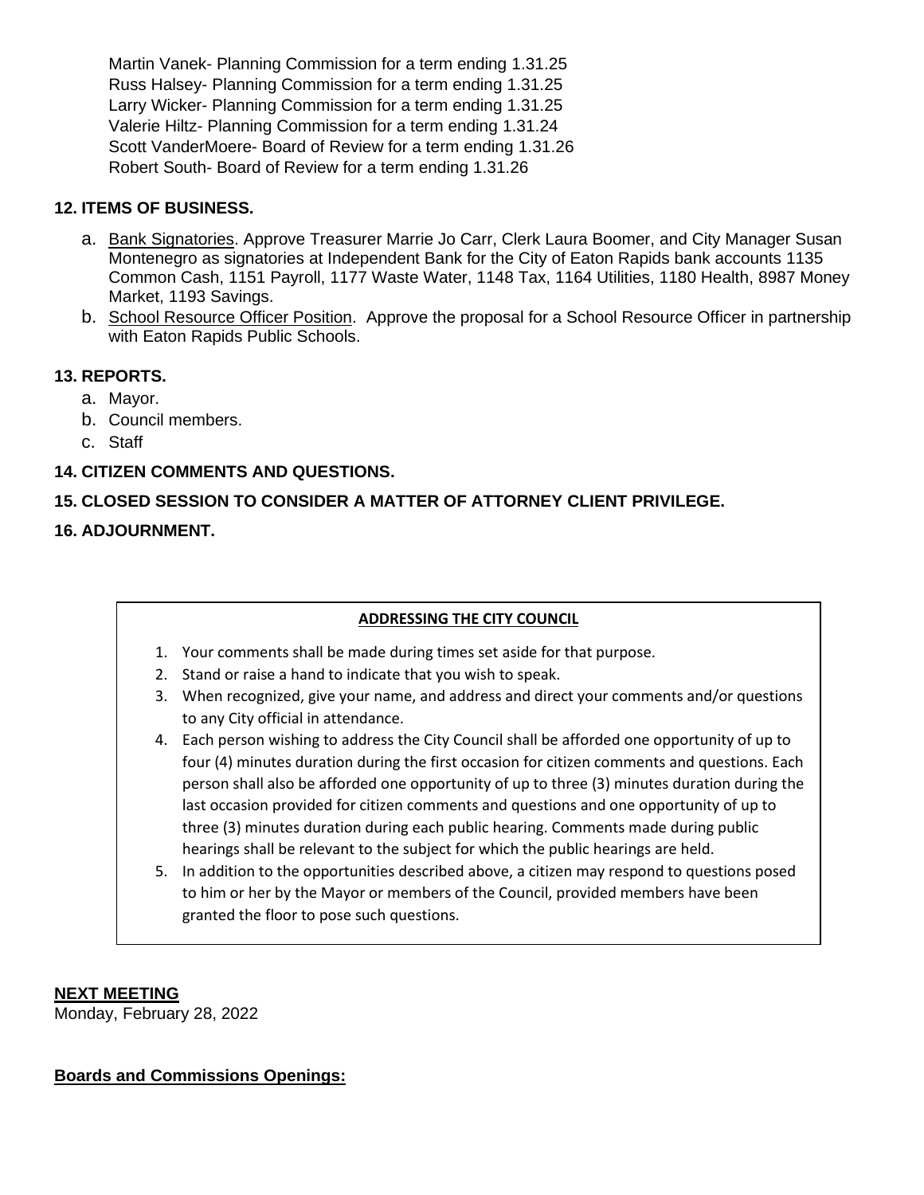Martin Vanek- Planning Commission for a term ending 1.31.25
Russ Halsey- Planning Commission for a term ending 1.31.25
Larry Wicker- Planning Commission for a term ending 1.31.25
Valerie Hiltz- Planning Commission for a term ending 1.31.24
Scott VanderMoere- Board of Review for a term ending 1.31.26
Robert South- Board of Review for a term ending 1.31.26

**12. ITEMS OF BUSINESS.**

a. Bank Signatories. Approve Treasurer Marrie Jo Carr, Clerk Laura Boomer, and City Manager Susan Montenegro as signatories at Independent Bank for the City of Eaton Rapids bank accounts 1135 Common Cash, 1151 Payroll, 1177 Waste Water, 1148 Tax, 1164 Utilities, 1180 Health, 8987 Money Market, 1193 Savings.

b. School Resource Officer Position. Approve the proposal for a School Resource Officer in partnership with Eaton Rapids Public Schools.

**13. REPORTS.**

a. Mayor.
b. Council members.
c. Staff

**14. CITIZEN COMMENTS AND QUESTIONS.**

**15. CLOSED SESSION TO CONSIDER A MATTER OF ATTORNEY CLIENT PRIVILEGE.**

**16. ADJOURNMENT.**

**ADDRESSING THE CITY COUNCIL**

1. Your comments shall be made during times set aside for that purpose.
2. Stand or raise a hand to indicate that you wish to speak.
3. When recognized, give your name, and address and direct your comments and/or questions to any City official in attendance.
4. Each person wishing to address the City Council shall be afforded one opportunity of up to four (4) minutes duration during the first occasion for citizen comments and questions. Each person shall also be afforded one opportunity of up to three (3) minutes duration during the last occasion provided for citizen comments and questions and one opportunity of up to three (3) minutes duration during each public hearing. Comments made during public hearings shall be relevant to the subject for which the public hearings are held.
5. In addition to the opportunities described above, a citizen may respond to questions posed to him or her by the Mayor or members of the Council, provided members have been granted the floor to pose such questions.

**NEXT MEETING**
Monday, February 28, 2022

**Boards and Commissions Openings:**